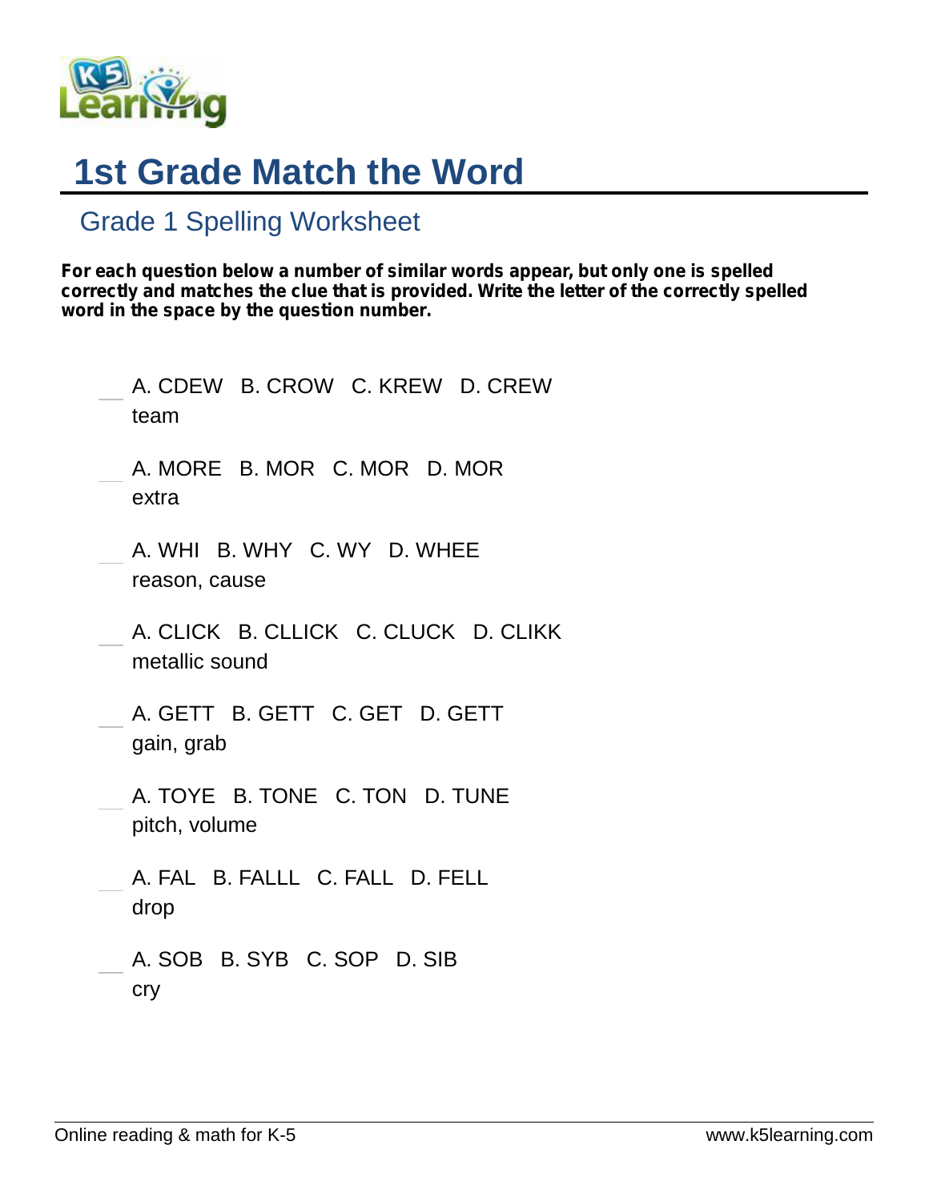# 1st Grade Match the Word

## Grade 1 Spelling Worksheet

**For each question below a number of similar words appear, but only one is spelled correctly and matches the clue that is provided. Write the letter of the correctly spelled word in the space by the question number.**

___ A. CDEW   B. CROW   C. KREW   D. CREW
team

___ A. MORE   B. MOR   C. MOR   D. MOR
extra

___ A. WHI   B. WHY   C. WY   D. WHEE
reason, cause

___ A. CLICK   B. CLLICK   C. CLUCK   D. CLIKK
metallic sound

___ A. GETT   B. GETT   C. GET   D. GETT
gain, grab

___ A. TOYE   B. TONE   C. TON   D. TUNE
pitch, volume

___ A. FAL   B. FALLL   C. FALL   D. FELL
drop

___ A. SOB   B. SYB   C. SOP   D. SIB
cry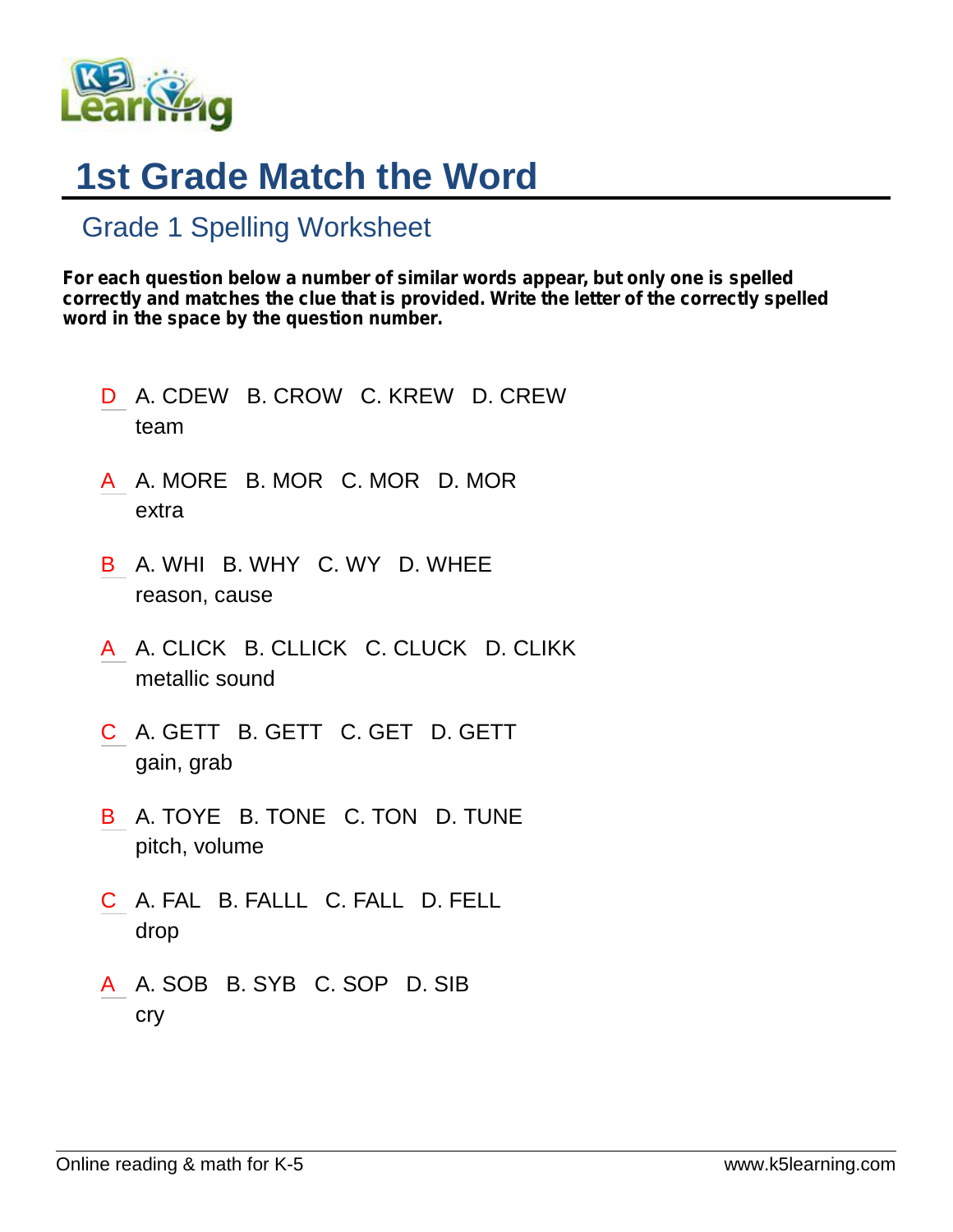# 1st Grade Match the Word

## Grade 1 Spelling Worksheet

**For each question below a number of similar words appear, but only one is spelled correctly and matches the clue that is provided. Write the letter of the correctly spelled word in the space by the question number.**

D A. CDEW B. CROW C. KREW D. CREW
team

A A. MORE B. MOR C. MOR D. MOR
extra

B A. WHI B. WHY C. WY D. WHEE
reason, cause

A A. CLICK B. CLLICK C. CLUCK D. CLIKK
metallic sound

C A. GETT B. GETT C. GET D. GETT
gain, grab

B A. TOYE B. TONE C. TON D. TUNE
pitch, volume

C A. FAL B. FALLL C. FALL D. FELL
drop

A A. SOB B. SYB C. SOP D. SIB
cry